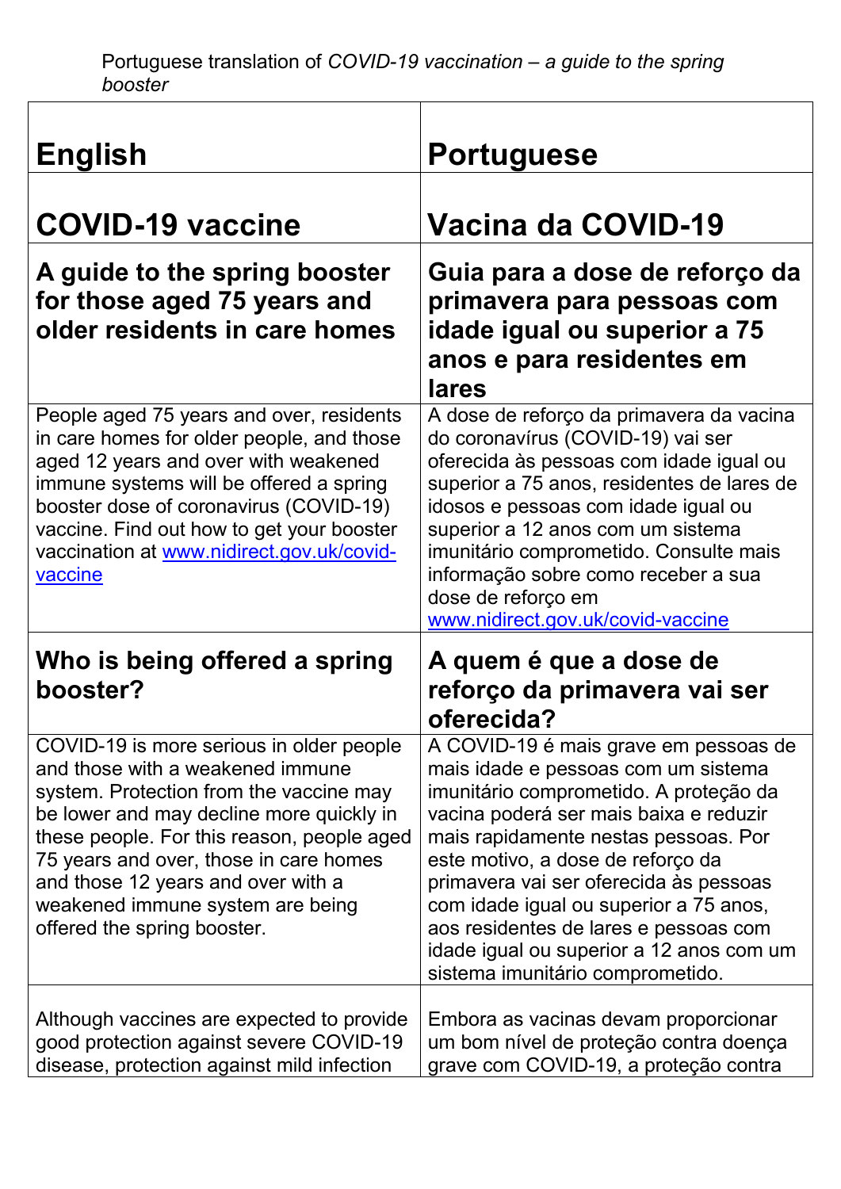Portuguese translation of *COVID-19 vaccination – a guide to the spring booster*

| English | Portuguese |
|---|---|
| **COVID-19 vaccine** | **Vacina da COVID-19** |
| **A guide to the spring booster for those aged 75 years and older residents in care homes** | **Guia para a dose de reforço da primavera para pessoas com idade igual ou superior a 75 anos e para residentes em lares** |
| People aged 75 years and over, residents in care homes for older people, and those aged 12 years and over with weakened immune systems will be offered a spring booster dose of coronavirus (COVID-19) vaccine. Find out how to get your booster vaccination at [www.nidirect.gov.uk/covid-vaccine](www.nidirect.gov.uk/covid-vaccine) | A dose de reforço da primavera da vacina do coronavírus (COVID-19) vai ser oferecida às pessoas com idade igual ou superior a 75 anos, residentes de lares de idosos e pessoas com idade igual ou superior a 12 anos com um sistema imunitário comprometido. Consulte mais informação sobre como receber a sua dose de reforço em [www.nidirect.gov.uk/covid-vaccine](www.nidirect.gov.uk/covid-vaccine) |
| **Who is being offered a spring booster?** | **A quem é que a dose de reforço da primavera vai ser oferecida?** |
| COVID-19 is more serious in older people and those with a weakened immune system. Protection from the vaccine may be lower and may decline more quickly in these people. For this reason, people aged 75 years and over, those in care homes and those 12 years and over with a weakened immune system are being offered the spring booster. | A COVID-19 é mais grave em pessoas de mais idade e pessoas com um sistema imunitário comprometido. A proteção da vacina poderá ser mais baixa e reduzir mais rapidamente nestas pessoas. Por este motivo, a dose de reforço da primavera vai ser oferecida às pessoas com idade igual ou superior a 75 anos, aos residentes de lares e pessoas com idade igual ou superior a 12 anos com um sistema imunitário comprometido. |
| Although vaccines are expected to provide good protection against severe COVID-19 disease, protection against mild infection | Embora as vacinas devam proporcionar um bom nível de proteção contra doença grave com COVID-19, a proteção contra |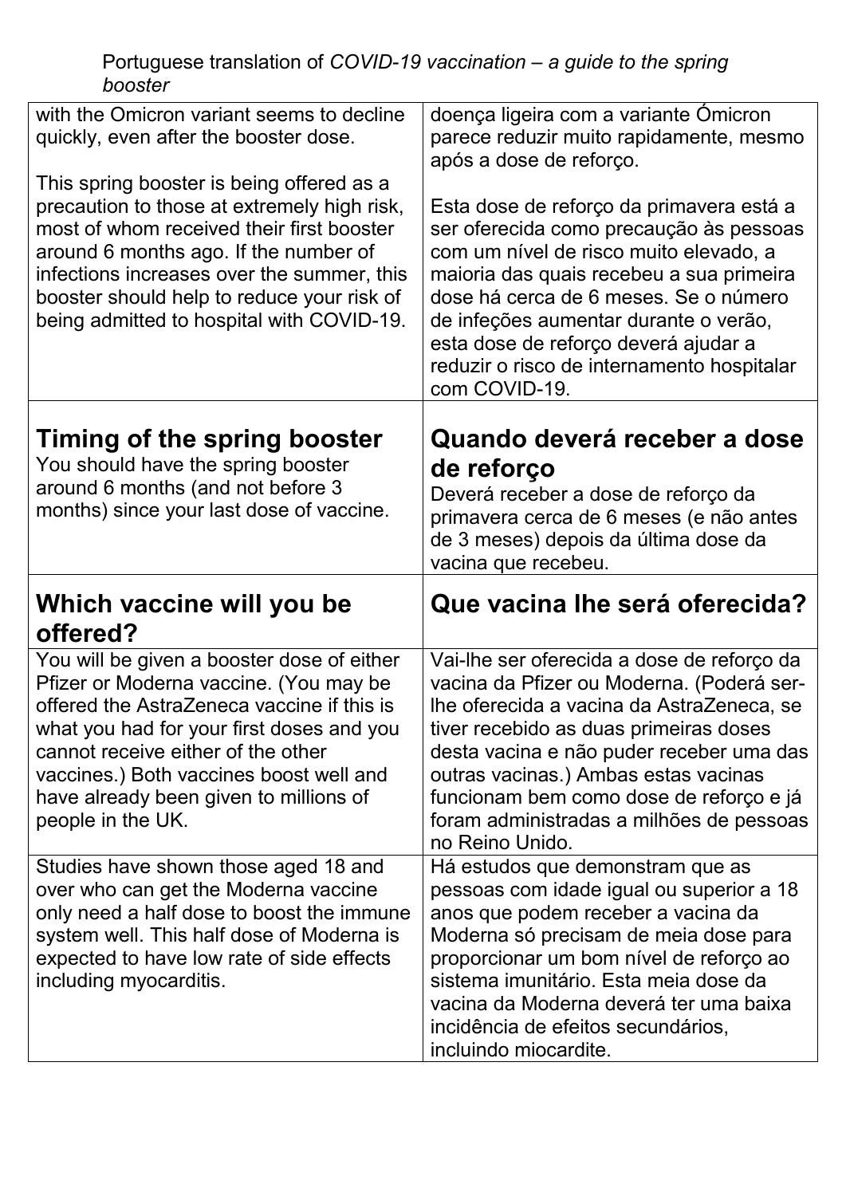| | |
|---|---|
| with the Omicron variant seems to decline quickly, even after the booster dose.<br><br>This spring booster is being offered as a precaution to those at extremely high risk, most of whom received their first booster around 6 months ago. If the number of infections increases over the summer, this booster should help to reduce your risk of being admitted to hospital with COVID-19. | doença ligeira com a variante Ómicron parece reduzir muito rapidamente, mesmo após a dose de reforço.<br><br>Esta dose de reforço da primavera está a ser oferecida como precaução às pessoas com um nível de risco muito elevado, a maioria das quais recebeu a sua primeira dose há cerca de 6 meses. Se o número de infeções aumentar durante o verão, esta dose de reforço deverá ajudar a reduzir o risco de internamento hospitalar com COVID-19. |
| **Timing of the spring booster**<br>You should have the spring booster around 6 months (and not before 3 months) since your last dose of vaccine. | **Quando deverá receber a dose de reforço**<br>Deverá receber a dose de reforço da primavera cerca de 6 meses (e não antes de 3 meses) depois da última dose da vacina que recebeu. |
| **Which vaccine will you be offered?** | **Que vacina lhe será oferecida?** |
| You will be given a booster dose of either Pfizer or Moderna vaccine. (You may be offered the AstraZeneca vaccine if this is what you had for your first doses and you cannot receive either of the other vaccines.) Both vaccines boost well and have already been given to millions of people in the UK. | Vai-lhe ser oferecida a dose de reforço da vacina da Pfizer ou Moderna. (Poderá ser-lhe oferecida a vacina da AstraZeneca, se tiver recebido as duas primeiras doses desta vacina e não puder receber uma das outras vacinas.) Ambas estas vacinas funcionam bem como dose de reforço e já foram administradas a milhões de pessoas no Reino Unido. |
| Studies have shown those aged 18 and over who can get the Moderna vaccine only need a half dose to boost the immune system well. This half dose of Moderna is expected to have low rate of side effects including myocarditis. | Há estudos que demonstram que as pessoas com idade igual ou superior a 18 anos que podem receber a vacina da Moderna só precisam de meia dose para proporcionar um bom nível de reforço ao sistema imunitário. Esta meia dose da vacina da Moderna deverá ter uma baixa incidência de efeitos secundários, incluindo miocardite. |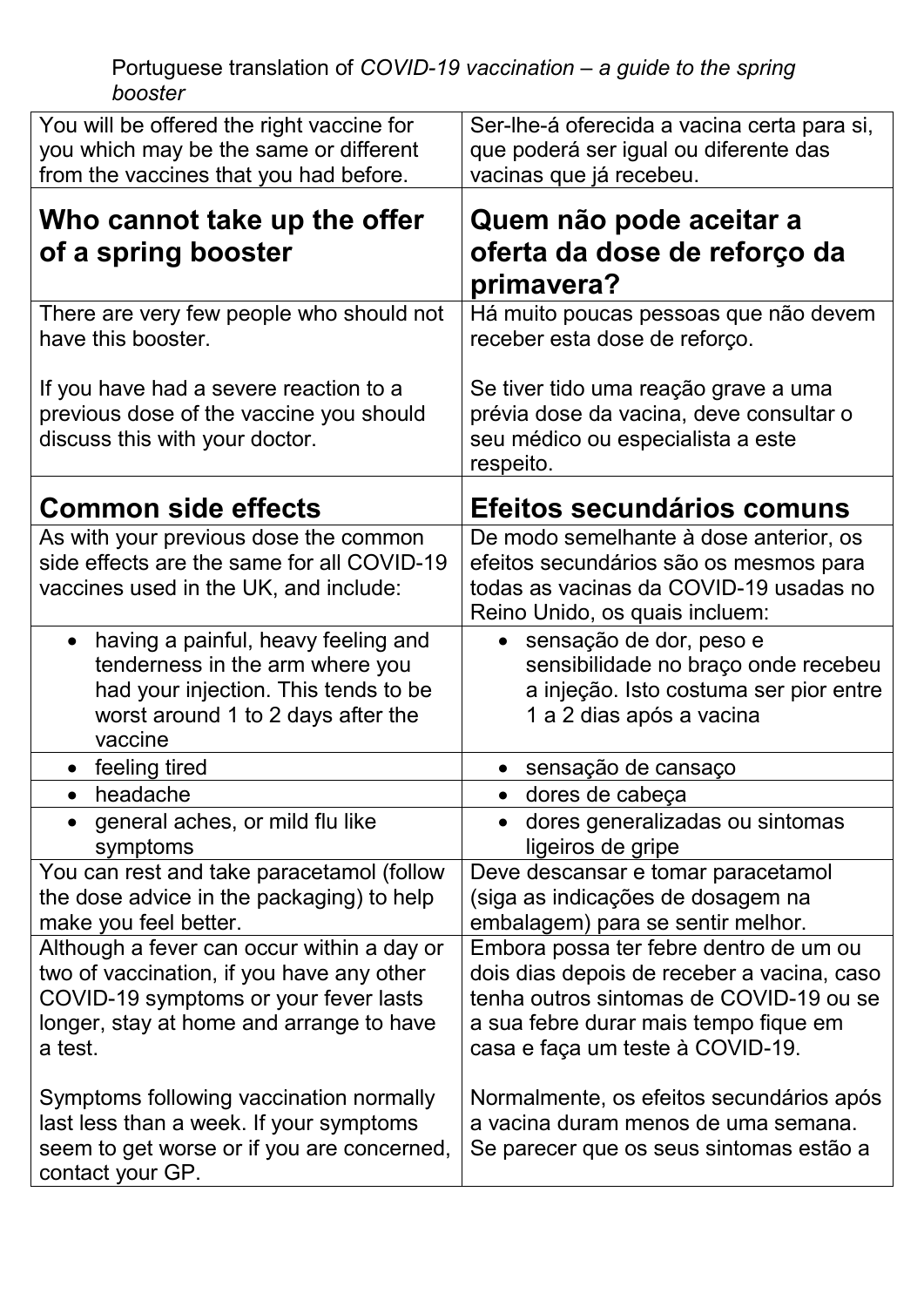Portuguese translation of *COVID-19 vaccination – a guide to the spring booster*

| | |
|---|---|
| You will be offered the right vaccine for you which may be the same or different from the vaccines that you had before. | Ser-lhe-á oferecida a vacina certa para si, que poderá ser igual ou diferente das vacinas que já recebeu. |
| **Who cannot take up the offer of a spring booster** | **Quem não pode aceitar a oferta da dose de reforço da primavera?** |
| There are very few people who should not have this booster.<br><br>If you have had a severe reaction to a previous dose of the vaccine you should discuss this with your doctor. | Há muito poucas pessoas que não devem receber esta dose de reforço.<br><br>Se tiver tido uma reação grave a uma prévia dose da vacina, deve consultar o seu médico ou especialista a este respeito. |
| **Common side effects** | **Efeitos secundários comuns** |
| As with your previous dose the common side effects are the same for all COVID-19 vaccines used in the UK, and include: | De modo semelhante à dose anterior, os efeitos secundários são os mesmos para todas as vacinas da COVID-19 usadas no Reino Unido, os quais incluem: |
| • having a painful, heavy feeling and tenderness in the arm where you had your injection. This tends to be worst around 1 to 2 days after the vaccine | • sensação de dor, peso e sensibilidade no braço onde recebeu a injeção. Isto costuma ser pior entre 1 a 2 dias após a vacina |
| • feeling tired | • sensação de cansaço |
| • headache | • dores de cabeça |
| • general aches, or mild flu like symptoms | • dores generalizadas ou sintomas ligeiros de gripe |
| You can rest and take paracetamol (follow the dose advice in the packaging) to help make you feel better. | Deve descansar e tomar paracetamol (siga as indicações de dosagem na embalagem) para se sentir melhor. |
| Although a fever can occur within a day or two of vaccination, if you have any other COVID-19 symptoms or your fever lasts longer, stay at home and arrange to have a test.<br><br>Symptoms following vaccination normally last less than a week. If your symptoms seem to get worse or if you are concerned, contact your GP. | Embora possa ter febre dentro de um ou dois dias depois de receber a vacina, caso tenha outros sintomas de COVID-19 ou se a sua febre durar mais tempo fique em casa e faça um teste à COVID-19.<br><br>Normalmente, os efeitos secundários após a vacina duram menos de uma semana. Se parecer que os seus sintomas estão a |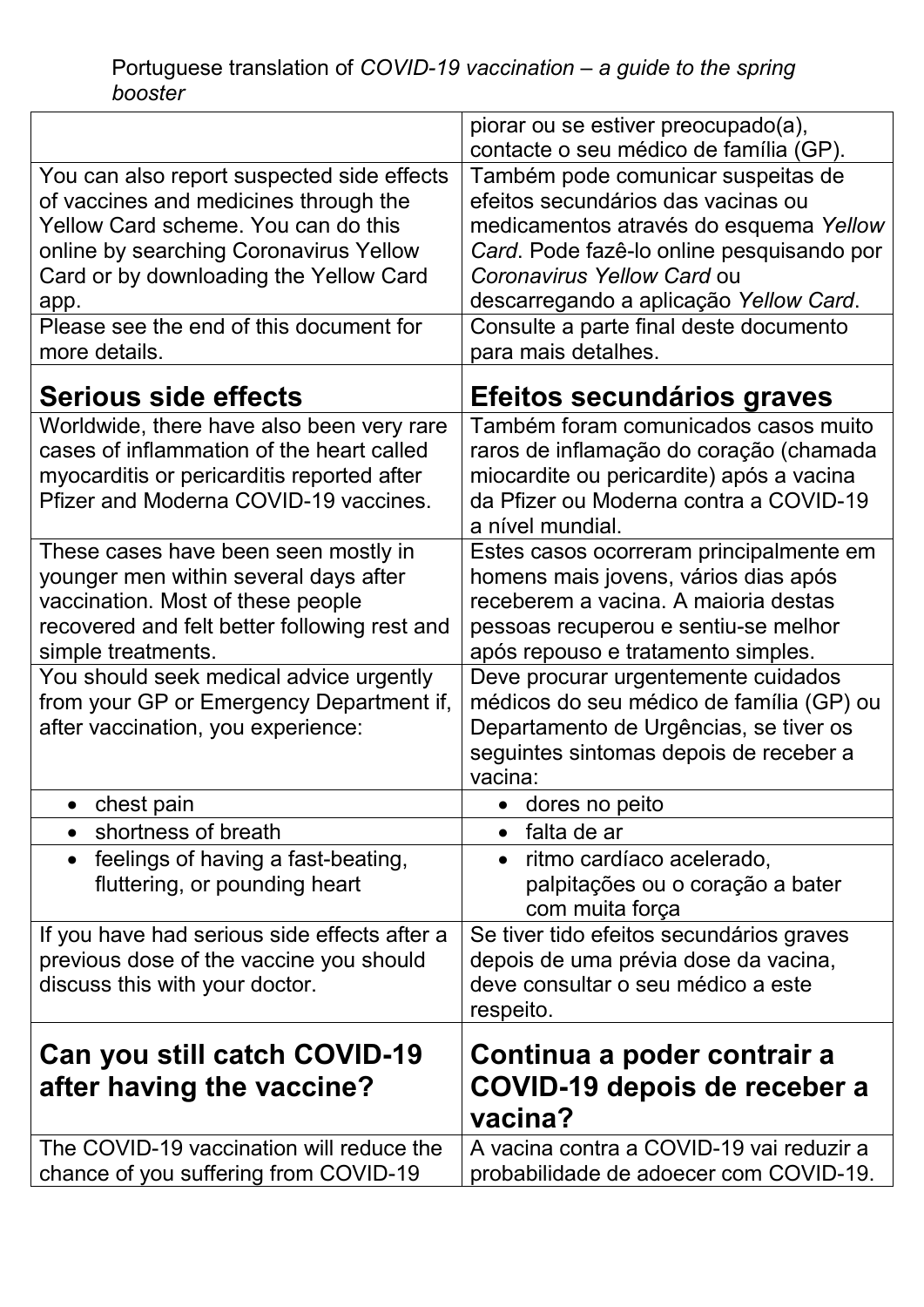Portuguese translation of *COVID-19 vaccination – a guide to the spring booster*

| | |
|---|---|
| | piorar ou se estiver preocupado(a), contacte o seu médico de família (GP). |
| You can also report suspected side effects of vaccines and medicines through the Yellow Card scheme. You can do this online by searching Coronavirus Yellow Card or by downloading the Yellow Card app. | Também pode comunicar suspeitas de efeitos secundários das vacinas ou medicamentos através do esquema *Yellow Card*. Pode fazê-lo online pesquisando por *Coronavirus Yellow Card* ou descarregando a aplicação *Yellow Card*. |
| Please see the end of this document for more details. | Consulte a parte final deste documento para mais detalhes. |
| **Serious side effects** | **Efeitos secundários graves** |
| Worldwide, there have also been very rare cases of inflammation of the heart called myocarditis or pericarditis reported after Pfizer and Moderna COVID-19 vaccines. | Também foram comunicados casos muito raros de inflamação do coração (chamada miocardite ou pericardite) após a vacina da Pfizer ou Moderna contra a COVID-19 a nível mundial. |
| These cases have been seen mostly in younger men within several days after vaccination. Most of these people recovered and felt better following rest and simple treatments. | Estes casos ocorreram principalmente em homens mais jovens, vários dias após receberem a vacina. A maioria destas pessoas recuperou e sentiu-se melhor após repouso e tratamento simples. |
| You should seek medical advice urgently from your GP or Emergency Department if, after vaccination, you experience: | Deve procurar urgentemente cuidados médicos do seu médico de família (GP) ou Departamento de Urgências, se tiver os seguintes sintomas depois de receber a vacina: |
| • chest pain | • dores no peito |
| • shortness of breath | • falta de ar |
| • feelings of having a fast-beating, fluttering, or pounding heart | • ritmo cardíaco acelerado, palpitações ou o coração a bater com muita força |
| If you have had serious side effects after a previous dose of the vaccine you should discuss this with your doctor. | Se tiver tido efeitos secundários graves depois de uma prévia dose da vacina, deve consultar o seu médico a este respeito. |
| **Can you still catch COVID-19 after having the vaccine?** | **Continua a poder contrair a COVID-19 depois de receber a vacina?** |
| The COVID-19 vaccination will reduce the chance of you suffering from COVID-19 | A vacina contra a COVID-19 vai reduzir a probabilidade de adoecer com COVID-19. |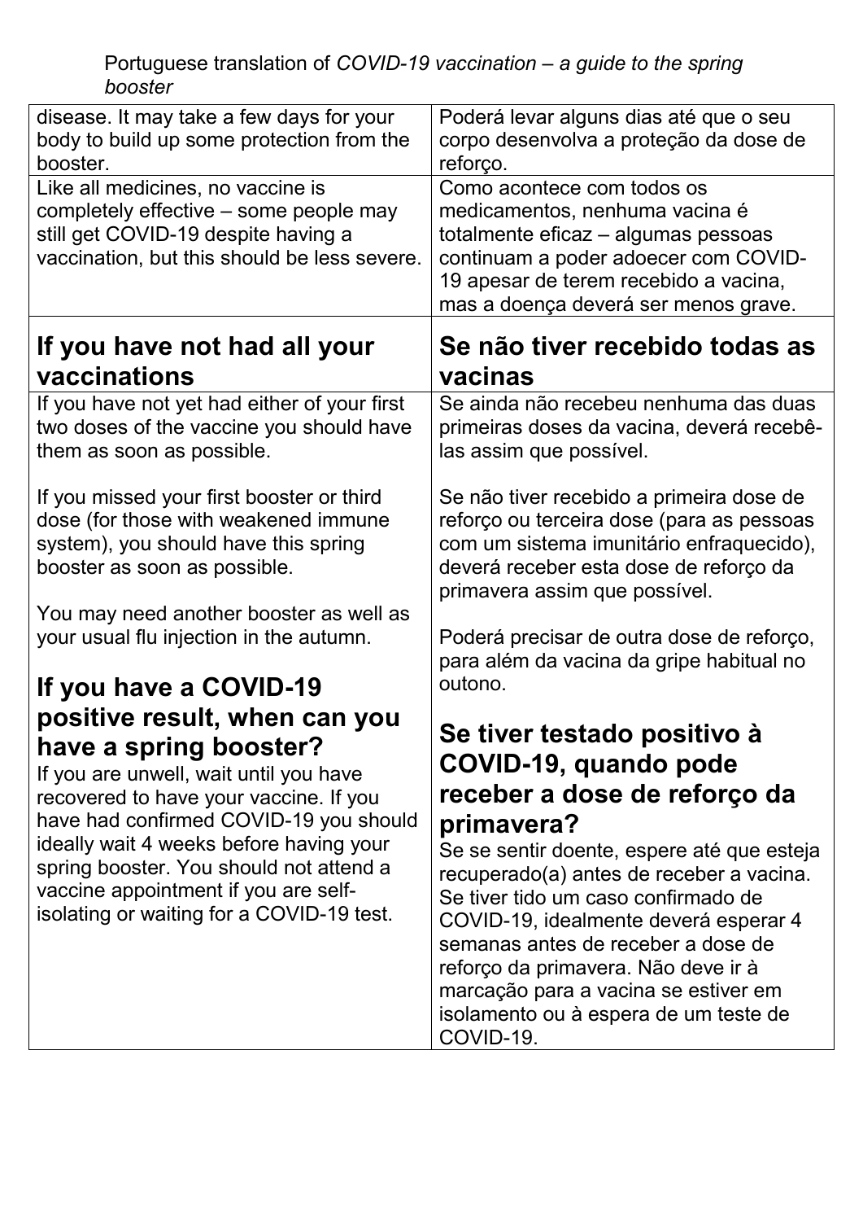| | |
|---|---|
| disease. It may take a few days for your body to build up some protection from the booster. | Poderá levar alguns dias até que o seu corpo desenvolva a proteção da dose de reforço. |
| Like all medicines, no vaccine is completely effective – some people may still get COVID-19 despite having a vaccination, but this should be less severe. | Como acontece com todos os medicamentos, nenhuma vacina é totalmente eficaz – algumas pessoas continuam a poder adoecer com COVID-19 apesar de terem recebido a vacina, mas a doença deverá ser menos grave. |
| **If you have not had all your vaccinations** | **Se não tiver recebido todas as vacinas** |
| If you have not yet had either of your first two doses of the vaccine you should have them as soon as possible.<br><br>If you missed your first booster or third dose (for those with weakened immune system), you should have this spring booster as soon as possible.<br><br>You may need another booster as well as your usual flu injection in the autumn.<br><br>**If you have a COVID-19 positive result, when can you have a spring booster?**<br>If you are unwell, wait until you have recovered to have your vaccine. If you have had confirmed COVID-19 you should ideally wait 4 weeks before having your spring booster. You should not attend a vaccine appointment if you are self-isolating or waiting for a COVID-19 test. | Se ainda não recebeu nenhuma das duas primeiras doses da vacina, deverá recebê-las assim que possível.<br><br>Se não tiver recebido a primeira dose de reforço ou terceira dose (para as pessoas com um sistema imunitário enfraquecido), deverá receber esta dose de reforço da primavera assim que possível.<br><br>Poderá precisar de outra dose de reforço, para além da vacina da gripe habitual no outono.<br><br>**Se tiver testado positivo à COVID-19, quando pode receber a dose de reforço da primavera?**<br>Se se sentir doente, espere até que esteja recuperado(a) antes de receber a vacina. Se tiver tido um caso confirmado de COVID-19, idealmente deverá esperar 4 semanas antes de receber a dose de reforço da primavera. Não deve ir à marcação para a vacina se estiver em isolamento ou à espera de um teste de COVID-19. |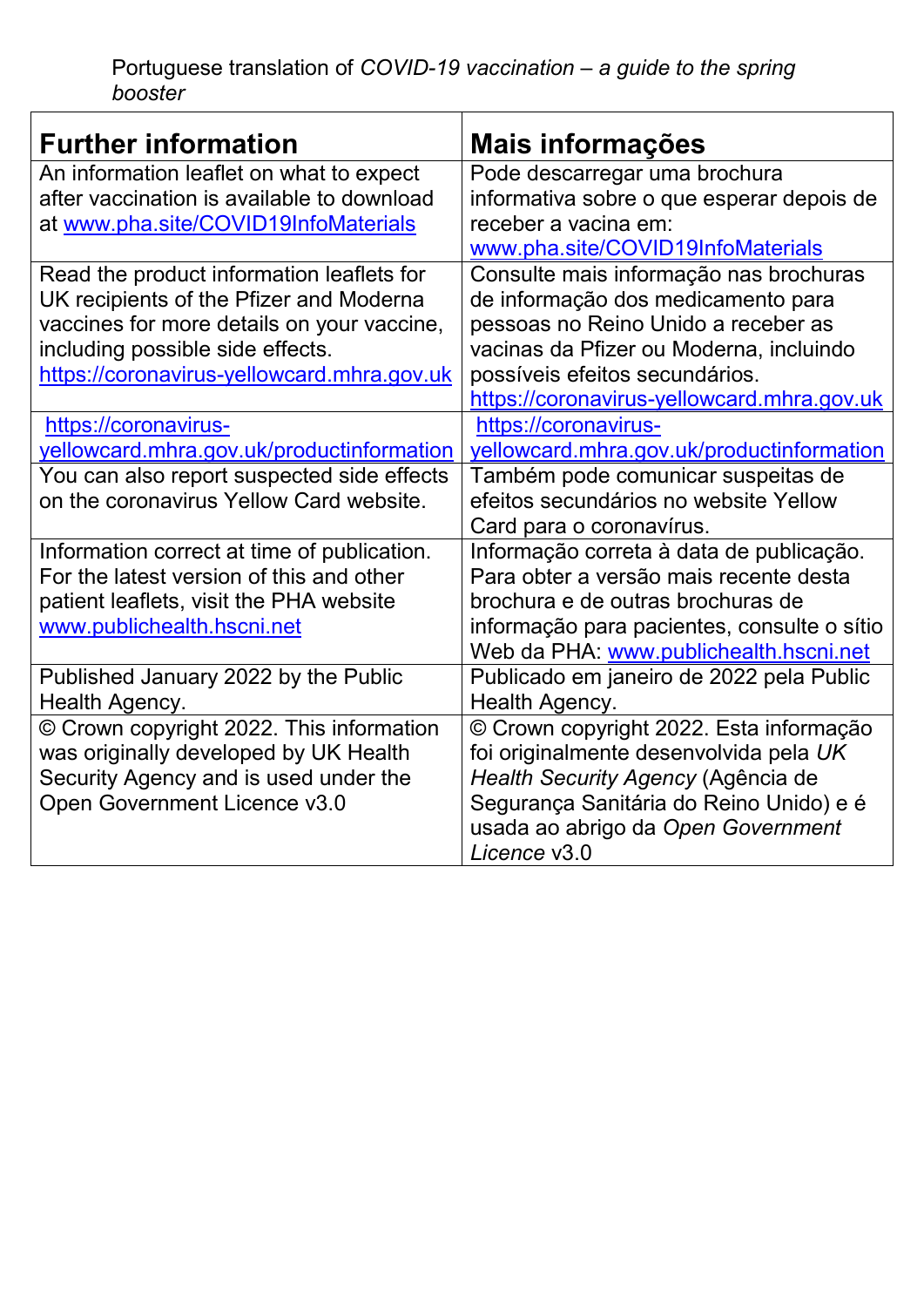Portuguese translation of *COVID-19 vaccination – a guide to the spring booster*

| **Further information** | **Mais informações** |
|---|---|
| An information leaflet on what to expect after vaccination is available to download at www.pha.site/COVID19InfoMaterials | Pode descarregar uma brochura informativa sobre o que esperar depois de receber a vacina em: www.pha.site/COVID19InfoMaterials |
| Read the product information leaflets for UK recipients of the Pfizer and Moderna vaccines for more details on your vaccine, including possible side effects. https://coronavirus-yellowcard.mhra.gov.uk | Consulte mais informação nas brochuras de informação dos medicamento para pessoas no Reino Unido a receber as vacinas da Pfizer ou Moderna, incluindo possíveis efeitos secundários. https://coronavirus-yellowcard.mhra.gov.uk |
| https://coronavirus-yellowcard.mhra.gov.uk/productinformation | https://coronavirus-yellowcard.mhra.gov.uk/productinformation |
| You can also report suspected side effects on the coronavirus Yellow Card website. | Também pode comunicar suspeitas de efeitos secundários no website Yellow Card para o coronavírus. |
| Information correct at time of publication. For the latest version of this and other patient leaflets, visit the PHA website www.publichealth.hscni.net | Informação correta à data de publicação. Para obter a versão mais recente desta brochura e de outras brochuras de informação para pacientes, consulte o sítio Web da PHA: www.publichealth.hscni.net |
| Published January 2022 by the Public Health Agency. | Publicado em janeiro de 2022 pela Public Health Agency. |
| © Crown copyright 2022. This information was originally developed by UK Health Security Agency and is used under the Open Government Licence v3.0 | © Crown copyright 2022. Esta informação foi originalmente desenvolvida pela *UK Health Security Agency* (Agência de Segurança Sanitária do Reino Unido) e é usada ao abrigo da *Open Government Licence* v3.0 |